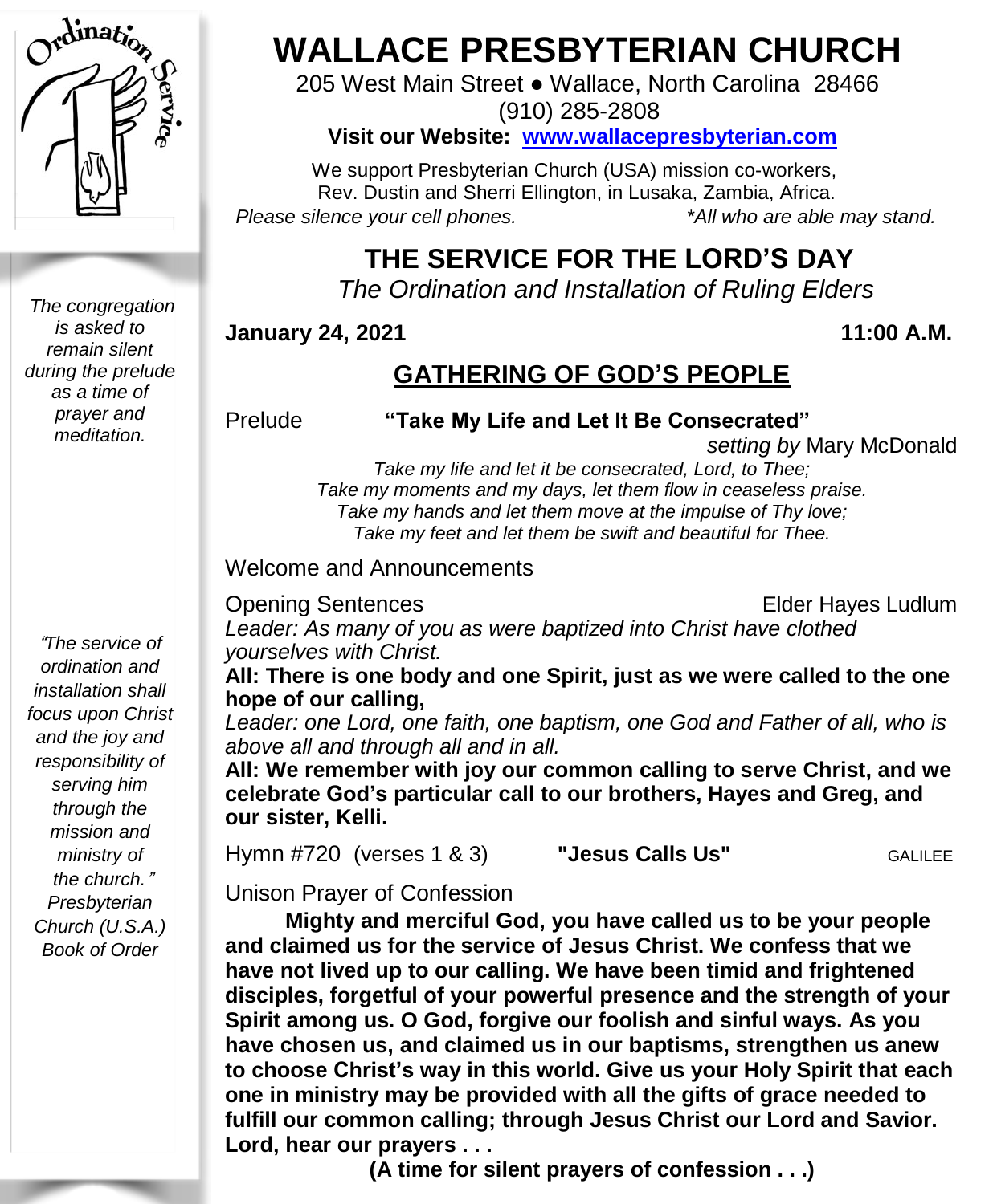# WALLACE PRESBYTERIAN CHURCH

205 West Main Street ● Wallace, North Carolina 28466
(910) 285-2808

**Visit our Website: www.wallacepresbyterian.com**

We support Presbyterian Church (USA) mission co-workers,
Rev. Dustin and Sherri Ellington, in Lusaka, Zambia, Africa.

*Please silence your cell phones.* *\*All who are able may stand.*

*The congregation is asked to remain silent during the prelude as a time of prayer and meditation.*

*"The service of ordination and installation shall focus upon Christ and the joy and responsibility of serving him through the mission and ministry of the church." Presbyterian Church (U.S.A.) Book of Order*

## THE SERVICE FOR THE LORD'S DAY

*The Ordination and Installation of Ruling Elders*

**January 24, 2021** **11:00 A.M.**

## GATHERING OF GOD'S PEOPLE

Prelude **"Take My Life and Let It Be Consecrated"**
*setting by* Mary McDonald

*Take my life and let it be consecrated, Lord, to Thee;*
*Take my moments and my days, let them flow in ceaseless praise.*
*Take my hands and let them move at the impulse of Thy love;*
*Take my feet and let them be swift and beautiful for Thee.*

Welcome and Announcements

Opening Sentences Elder Hayes Ludlum

*Leader: As many of you as were baptized into Christ have clothed yourselves with Christ.*

**All: There is one body and one Spirit, just as we were called to the one hope of our calling,**

*Leader: one Lord, one faith, one baptism, one God and Father of all, who is above all and through all and in all.*

**All: We remember with joy our common calling to serve Christ, and we celebrate God's particular call to our brothers, Hayes and Greg, and our sister, Kelli.**

Hymn #720 (verses 1 & 3) **"Jesus Calls Us"** GALILEE

Unison Prayer of Confession

**Mighty and merciful God, you have called us to be your people and claimed us for the service of Jesus Christ. We confess that we have not lived up to our calling. We have been timid and frightened disciples, forgetful of your powerful presence and the strength of your Spirit among us. O God, forgive our foolish and sinful ways. As you have chosen us, and claimed us in our baptisms, strengthen us anew to choose Christ's way in this world. Give us your Holy Spirit that each one in ministry may be provided with all the gifts of grace needed to fulfill our common calling; through Jesus Christ our Lord and Savior. Lord, hear our prayers . . .**

**(A time for silent prayers of confession . . .)**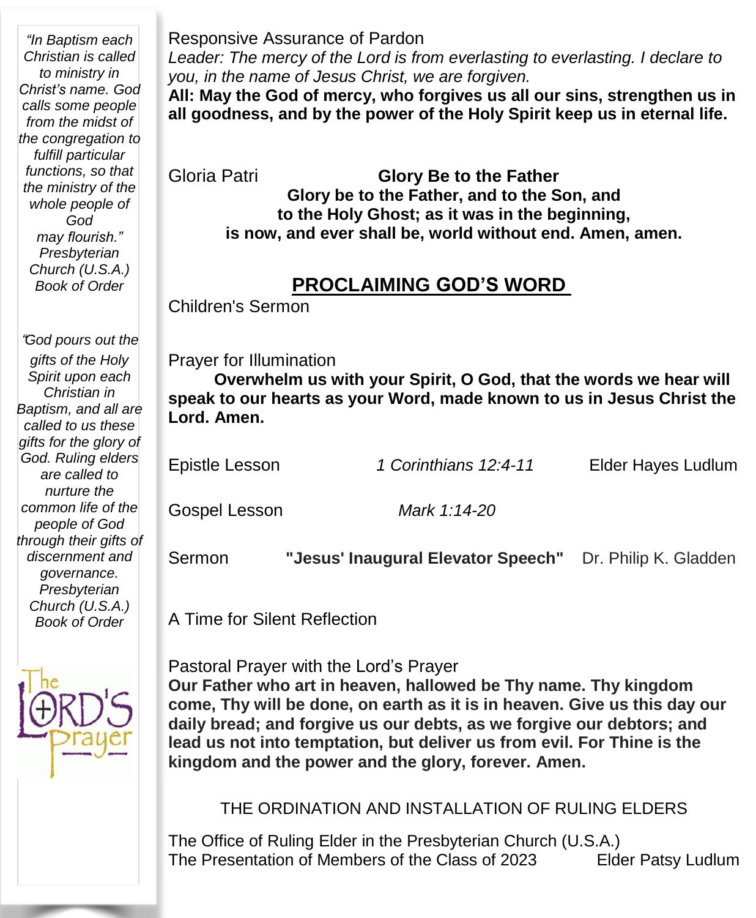*"In Baptism each Christian is called to ministry in Christ's name. God calls some people from the midst of the congregation to fulfill particular functions, so that the ministry of the whole people of God may flourish." Presbyterian Church (U.S.A.) Book of Order*

*"God pours out the gifts of the Holy Spirit upon each Christian in Baptism, and all are called to us these gifts for the glory of God. Ruling elders are called to nurture the common life of the people of God through their gifts of discernment and governance. Presbyterian Church (U.S.A.) Book of Order*

Responsive Assurance of Pardon

*Leader: The mercy of the Lord is from everlasting to everlasting. I declare to you, in the name of Jesus Christ, we are forgiven.*

**All: May the God of mercy, who forgives us all our sins, strengthen us in all goodness, and by the power of the Holy Spirit keep us in eternal life.**

Gloria Patri **Glory Be to the Father**

**Glory be to the Father, and to the Son, and to the Holy Ghost; as it was in the beginning, is now, and ever shall be, world without end. Amen, amen.**

## PROCLAIMING GOD'S WORD

Children's Sermon

Prayer for Illumination

**Overwhelm us with your Spirit, O God, that the words we hear will speak to our hearts as your Word, made known to us in Jesus Christ the Lord. Amen.**

Epistle Lesson *1 Corinthians 12:4-11* Elder Hayes Ludlum

Gospel Lesson *Mark 1:14-20*

Sermon **"Jesus' Inaugural Elevator Speech"** Dr. Philip K. Gladden

A Time for Silent Reflection

Pastoral Prayer with the Lord's Prayer

**Our Father who art in heaven, hallowed be Thy name. Thy kingdom come, Thy will be done, on earth as it is in heaven. Give us this day our daily bread; and forgive us our debts, as we forgive our debtors; and lead us not into temptation, but deliver us from evil. For Thine is the kingdom and the power and the glory, forever. Amen.**

THE ORDINATION AND INSTALLATION OF RULING ELDERS

The Office of Ruling Elder in the Presbyterian Church (U.S.A.)

The Presentation of Members of the Class of 2023 Elder Patsy Ludlum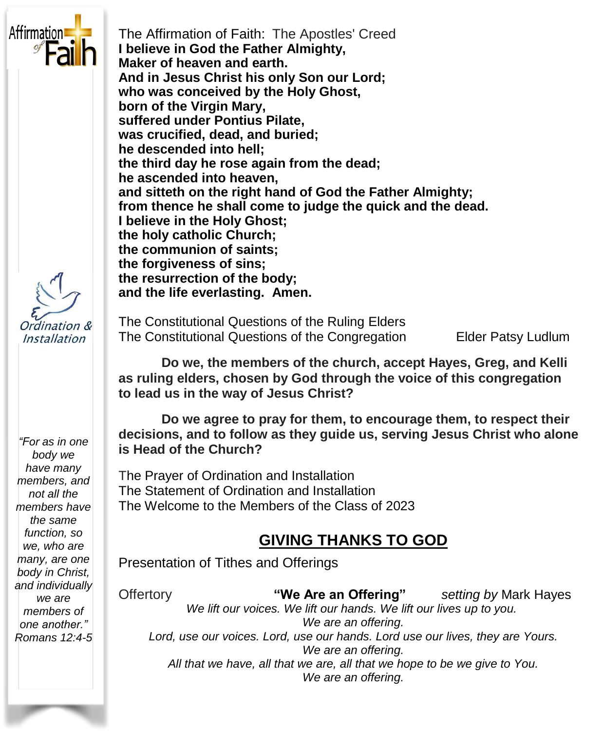Affirmation of Faith

The Affirmation of Faith: The Apostles' Creed
**I believe in God the Father Almighty,**
**Maker of heaven and earth.**
**And in Jesus Christ his only Son our Lord;**
**who was conceived by the Holy Ghost,**
**born of the Virgin Mary,**
**suffered under Pontius Pilate,**
**was crucified, dead, and buried;**
**he descended into hell;**
**the third day he rose again from the dead;**
**he ascended into heaven,**
**and sitteth on the right hand of God the Father Almighty;**
**from thence he shall come to judge the quick and the dead.**
**I believe in the Holy Ghost;**
**the holy catholic Church;**
**the communion of saints;**
**the forgiveness of sins;**
**the resurrection of the body;**
**and the life everlasting. Amen.**

*Ordination & Installation*

The Constitutional Questions of the Ruling Elders
The Constitutional Questions of the Congregation — Elder Patsy Ludlum

**Do we, the members of the church, accept Hayes, Greg, and Kelli as ruling elders, chosen by God through the voice of this congregation to lead us in the way of Jesus Christ?**

**Do we agree to pray for them, to encourage them, to respect their decisions, and to follow as they guide us, serving Jesus Christ who alone is Head of the Church?**

The Prayer of Ordination and Installation
The Statement of Ordination and Installation
The Welcome to the Members of the Class of 2023

*"For as in one body we have many members, and not all the members have the same function, so we, who are many, are one body in Christ, and individually we are members of one another." Romans 12:4-5*

## GIVING THANKS TO GOD

Presentation of Tithes and Offerings

Offertory **"We Are an Offering"** *setting by* Mark Hayes

*We lift our voices. We lift our hands. We lift our lives up to you.*
*We are an offering.*
*Lord, use our voices. Lord, use our hands. Lord use our lives, they are Yours.*
*We are an offering.*
*All that we have, all that we are, all that we hope to be we give to You.*
*We are an offering.*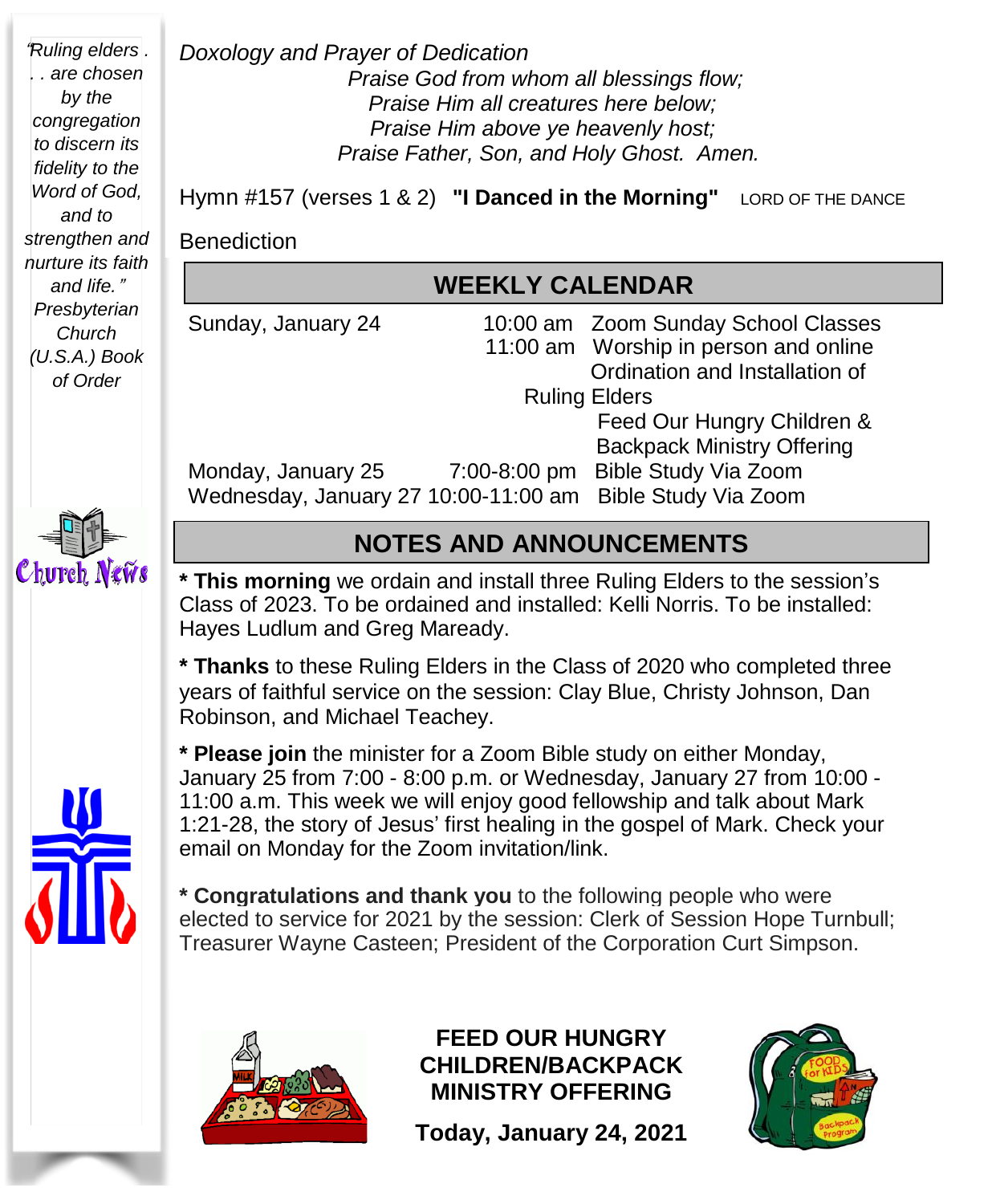*"Ruling elders . . . are chosen by the congregation to discern its fidelity to the Word of God, and to strengthen and nurture its faith and life." Presbyterian Church (U.S.A.) Book of Order*

*Doxology and Prayer of Dedication*

*Praise God from whom all blessings flow;*
*Praise Him all creatures here below;*
*Praise Him above ye heavenly host;*
*Praise Father, Son, and Holy Ghost. Amen.*

Hymn #157 (verses 1 & 2) **"I Danced in the Morning"** LORD OF THE DANCE

Benediction

## WEEKLY CALENDAR

| | | |
|---|---|---|
| Sunday, January 24 | 10:00 am | Zoom Sunday School Classes |
| | 11:00 am | Worship in person and online |
| | | Ordination and Installation of Ruling Elders |
| | | Feed Our Hungry Children & Backpack Ministry Offering |
| Monday, January 25 | 7:00-8:00 pm | Bible Study Via Zoom |
| Wednesday, January 27 | 10:00-11:00 am | Bible Study Via Zoom |

## NOTES AND ANNOUNCEMENTS

**\* This morning** we ordain and install three Ruling Elders to the session's Class of 2023. To be ordained and installed: Kelli Norris. To be installed: Hayes Ludlum and Greg Maready.

**\* Thanks** to these Ruling Elders in the Class of 2020 who completed three years of faithful service on the session: Clay Blue, Christy Johnson, Dan Robinson, and Michael Teachey.

**\* Please join** the minister for a Zoom Bible study on either Monday, January 25 from 7:00 - 8:00 p.m. or Wednesday, January 27 from 10:00 - 11:00 a.m. This week we will enjoy good fellowship and talk about Mark 1:21-28, the story of Jesus' first healing in the gospel of Mark. Check your email on Monday for the Zoom invitation/link.

**\* Congratulations and thank you** to the following people who were elected to service for 2021 by the session: Clerk of Session Hope Turnbull; Treasurer Wayne Casteen; President of the Corporation Curt Simpson.

**FEED OUR HUNGRY CHILDREN/BACKPACK MINISTRY OFFERING**

**Today, January 24, 2021**